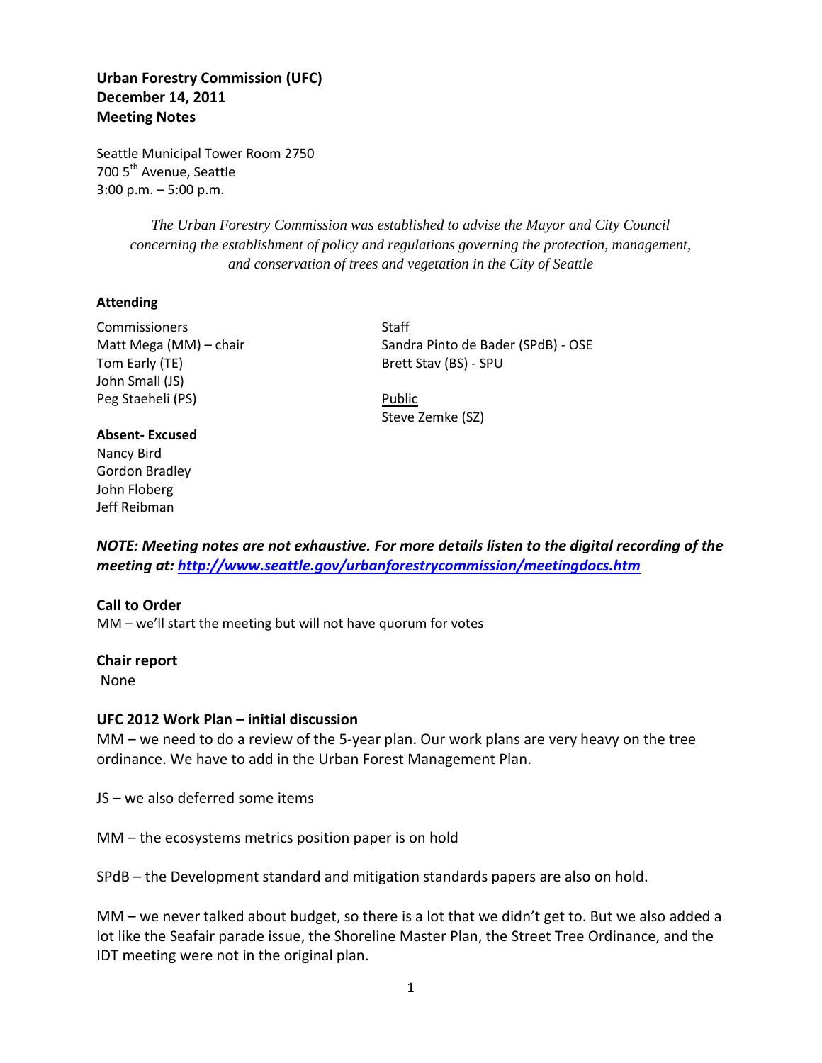**Urban Forestry Commission (UFC)**
**December 14, 2011**
**Meeting Notes**

Seattle Municipal Tower Room 2750
700 5th Avenue, Seattle
3:00 p.m. – 5:00 p.m.

*The Urban Forestry Commission was established to advise the Mayor and City Council concerning the establishment of policy and regulations governing the protection, management, and conservation of trees and vegetation in the City of Seattle*

**Attending**

Commissioners
Matt Mega (MM) – chair
Tom Early (TE)
John Small (JS)
Peg Staeheli (PS)

Staff
Sandra Pinto de Bader (SPdB) - OSE
Brett Stav (BS) - SPU

Public
Steve Zemke (SZ)

**Absent- Excused**
Nancy Bird
Gordon Bradley
John Floberg
Jeff Reibman

***NOTE: Meeting notes are not exhaustive. For more details listen to the digital recording of the meeting at: http://www.seattle.gov/urbanforestrycommission/meetingdocs.htm***

**Call to Order**
MM – we'll start the meeting but will not have quorum for votes

**Chair report**
None

**UFC 2012 Work Plan – initial discussion**
MM – we need to do a review of the 5-year plan. Our work plans are very heavy on the tree ordinance. We have to add in the Urban Forest Management Plan.

JS – we also deferred some items

MM – the ecosystems metrics position paper is on hold

SPdB – the Development standard and mitigation standards papers are also on hold.

MM – we never talked about budget, so there is a lot that we didn't get to. But we also added a lot like the Seafair parade issue, the Shoreline Master Plan, the Street Tree Ordinance, and the IDT meeting were not in the original plan.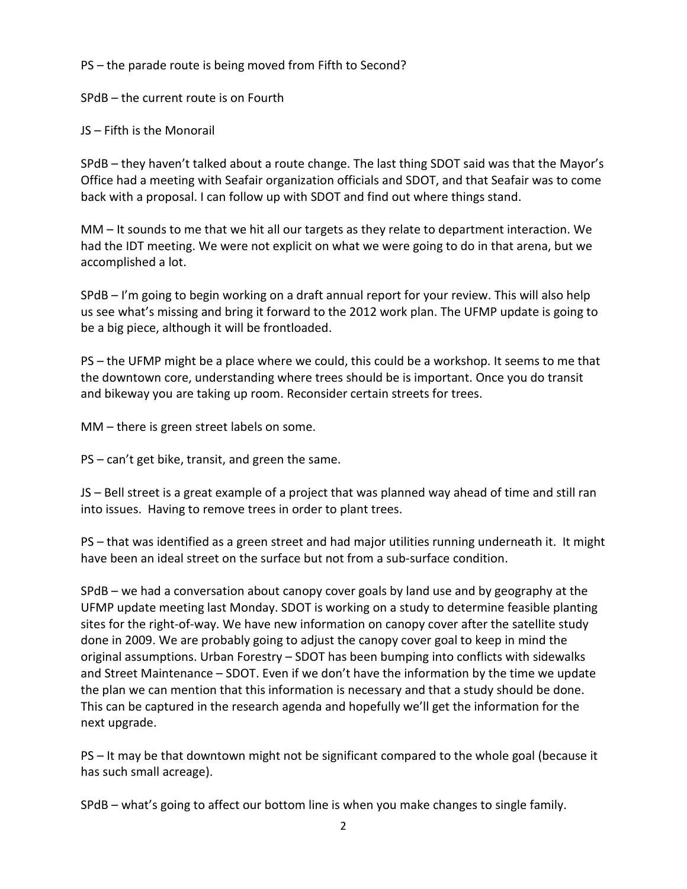PS – the parade route is being moved from Fifth to Second?

SPdB – the current route is on Fourth

JS – Fifth is the Monorail

SPdB – they haven't talked about a route change. The last thing SDOT said was that the Mayor's Office had a meeting with Seafair organization officials and SDOT, and that Seafair was to come back with a proposal. I can follow up with SDOT and find out where things stand.

MM – It sounds to me that we hit all our targets as they relate to department interaction. We had the IDT meeting. We were not explicit on what we were going to do in that arena, but we accomplished a lot.

SPdB – I'm going to begin working on a draft annual report for your review. This will also help us see what's missing and bring it forward to the 2012 work plan. The UFMP update is going to be a big piece, although it will be frontloaded.

PS – the UFMP might be a place where we could, this could be a workshop. It seems to me that the downtown core, understanding where trees should be is important. Once you do transit and bikeway you are taking up room. Reconsider certain streets for trees.

MM – there is green street labels on some.

PS – can't get bike, transit, and green the same.

JS – Bell street is a great example of a project that was planned way ahead of time and still ran into issues. Having to remove trees in order to plant trees.

PS – that was identified as a green street and had major utilities running underneath it. It might have been an ideal street on the surface but not from a sub-surface condition.

SPdB – we had a conversation about canopy cover goals by land use and by geography at the UFMP update meeting last Monday. SDOT is working on a study to determine feasible planting sites for the right-of-way. We have new information on canopy cover after the satellite study done in 2009. We are probably going to adjust the canopy cover goal to keep in mind the original assumptions. Urban Forestry – SDOT has been bumping into conflicts with sidewalks and Street Maintenance – SDOT. Even if we don't have the information by the time we update the plan we can mention that this information is necessary and that a study should be done. This can be captured in the research agenda and hopefully we'll get the information for the next upgrade.

PS – It may be that downtown might not be significant compared to the whole goal (because it has such small acreage).

SPdB – what's going to affect our bottom line is when you make changes to single family.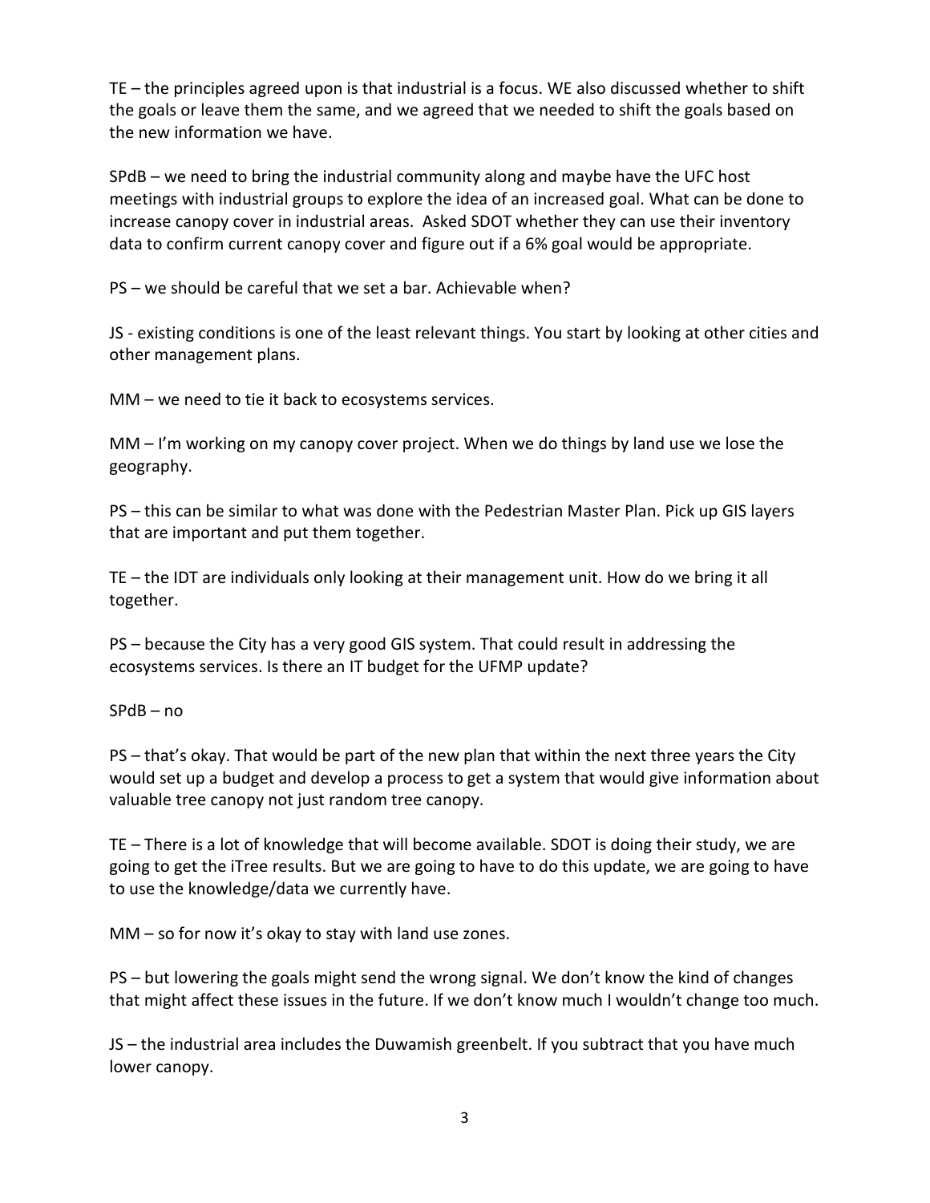TE – the principles agreed upon is that industrial is a focus. WE also discussed whether to shift the goals or leave them the same, and we agreed that we needed to shift the goals based on the new information we have.

SPdB – we need to bring the industrial community along and maybe have the UFC host meetings with industrial groups to explore the idea of an increased goal. What can be done to increase canopy cover in industrial areas.  Asked SDOT whether they can use their inventory data to confirm current canopy cover and figure out if a 6% goal would be appropriate.

PS – we should be careful that we set a bar. Achievable when?

JS - existing conditions is one of the least relevant things. You start by looking at other cities and other management plans.

MM – we need to tie it back to ecosystems services.

MM – I'm working on my canopy cover project. When we do things by land use we lose the geography.

PS – this can be similar to what was done with the Pedestrian Master Plan. Pick up GIS layers that are important and put them together.

TE – the IDT are individuals only looking at their management unit. How do we bring it all together.

PS – because the City has a very good GIS system. That could result in addressing the ecosystems services. Is there an IT budget for the UFMP update?

SPdB – no

PS – that's okay. That would be part of the new plan that within the next three years the City would set up a budget and develop a process to get a system that would give information about valuable tree canopy not just random tree canopy.

TE – There is a lot of knowledge that will become available. SDOT is doing their study, we are going to get the iTree results. But we are going to have to do this update, we are going to have to use the knowledge/data we currently have.

MM – so for now it's okay to stay with land use zones.

PS – but lowering the goals might send the wrong signal. We don't know the kind of changes that might affect these issues in the future. If we don't know much I wouldn't change too much.

JS – the industrial area includes the Duwamish greenbelt. If you subtract that you have much lower canopy.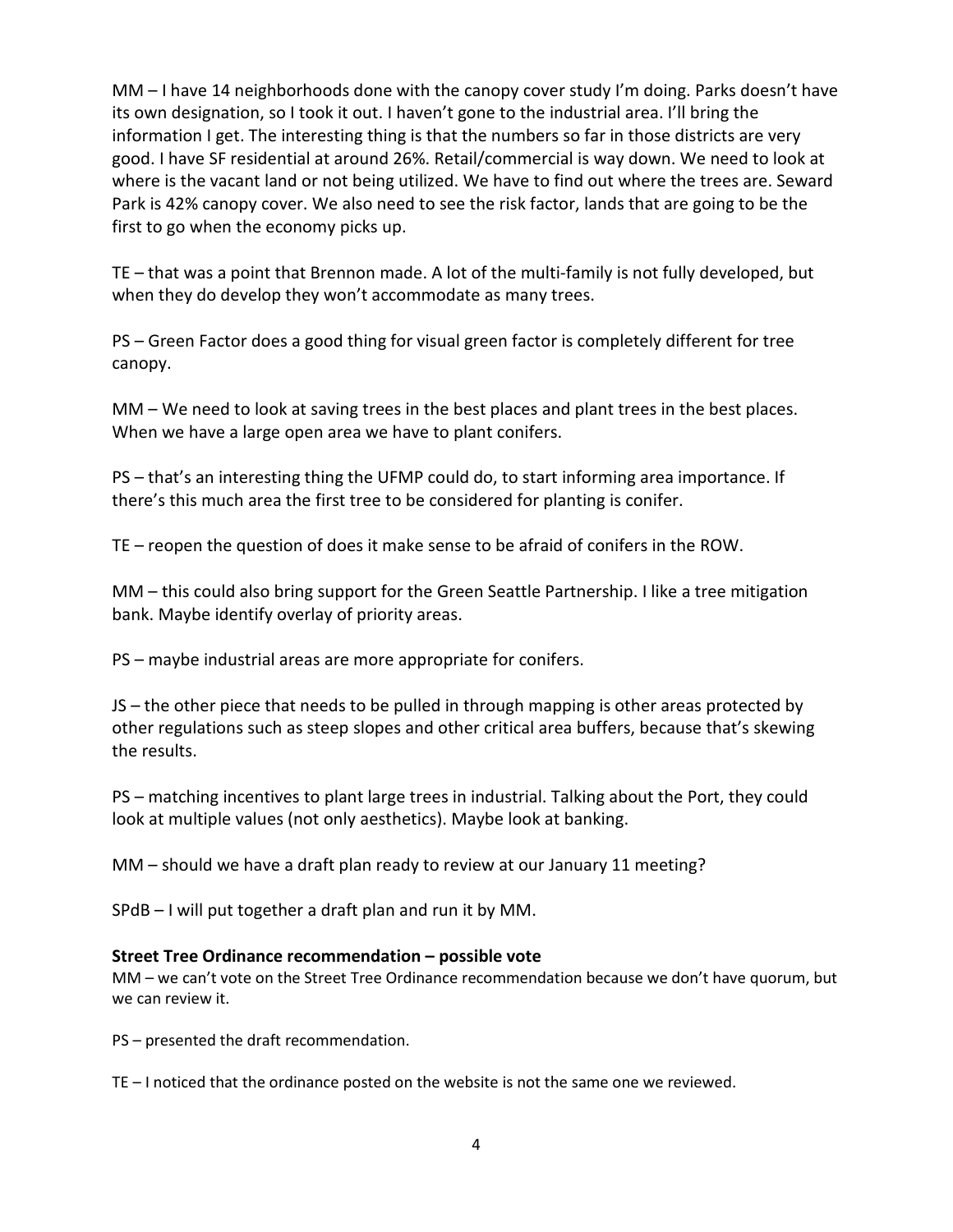MM – I have 14 neighborhoods done with the canopy cover study I'm doing. Parks doesn't have its own designation, so I took it out. I haven't gone to the industrial area. I'll bring the information I get. The interesting thing is that the numbers so far in those districts are very good. I have SF residential at around 26%. Retail/commercial is way down. We need to look at where is the vacant land or not being utilized. We have to find out where the trees are. Seward Park is 42% canopy cover. We also need to see the risk factor, lands that are going to be the first to go when the economy picks up.

TE – that was a point that Brennon made. A lot of the multi-family is not fully developed, but when they do develop they won't accommodate as many trees.

PS – Green Factor does a good thing for visual green factor is completely different for tree canopy.

MM – We need to look at saving trees in the best places and plant trees in the best places. When we have a large open area we have to plant conifers.

PS – that's an interesting thing the UFMP could do, to start informing area importance. If there's this much area the first tree to be considered for planting is conifer.

TE – reopen the question of does it make sense to be afraid of conifers in the ROW.

MM – this could also bring support for the Green Seattle Partnership. I like a tree mitigation bank. Maybe identify overlay of priority areas.

PS – maybe industrial areas are more appropriate for conifers.

JS – the other piece that needs to be pulled in through mapping is other areas protected by other regulations such as steep slopes and other critical area buffers, because that's skewing the results.

PS – matching incentives to plant large trees in industrial. Talking about the Port, they could look at multiple values (not only aesthetics). Maybe look at banking.

MM – should we have a draft plan ready to review at our January 11 meeting?

SPdB – I will put together a draft plan and run it by MM.

**Street Tree Ordinance recommendation – possible vote**

MM – we can't vote on the Street Tree Ordinance recommendation because we don't have quorum, but we can review it.

PS – presented the draft recommendation.

TE – I noticed that the ordinance posted on the website is not the same one we reviewed.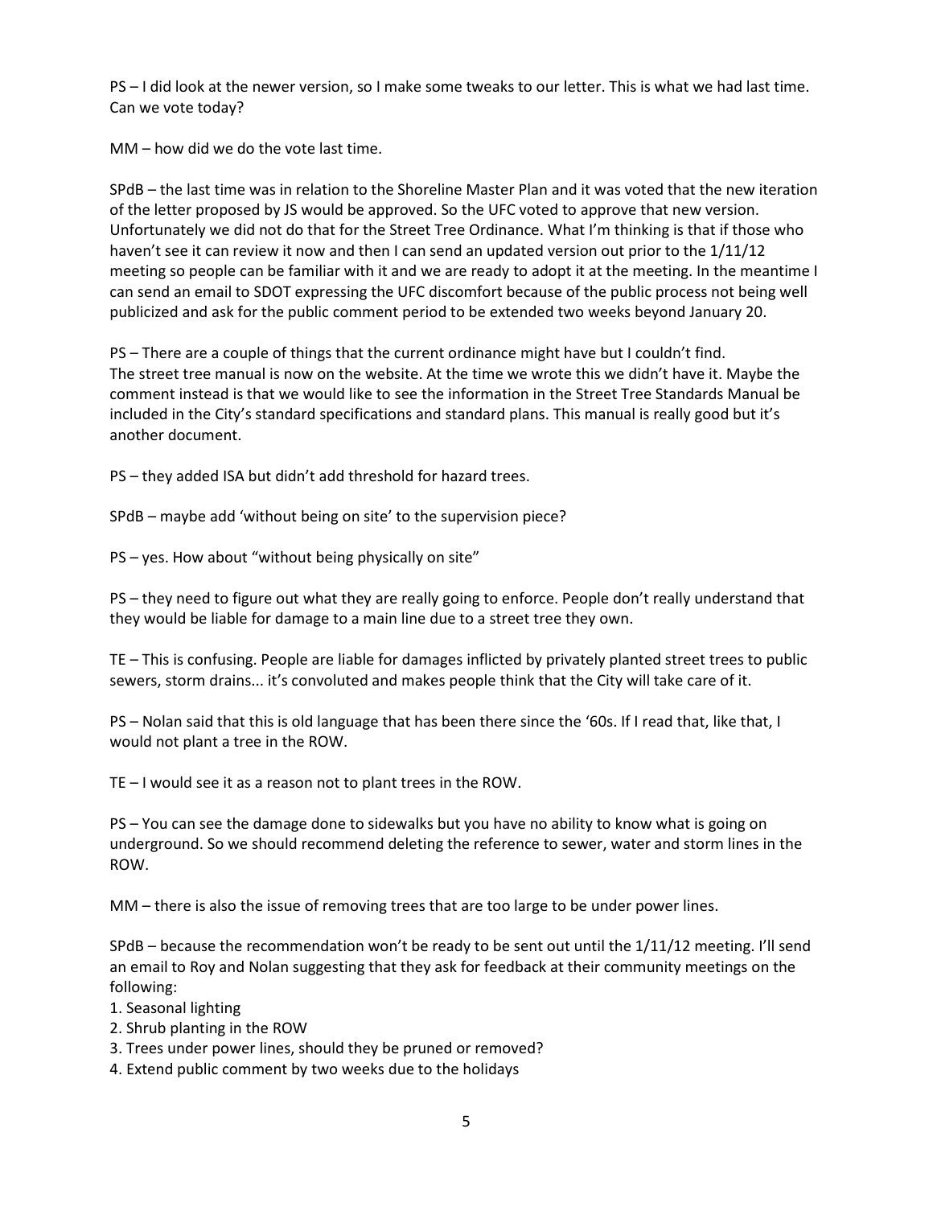PS – I did look at the newer version, so I make some tweaks to our letter. This is what we had last time. Can we vote today?

MM – how did we do the vote last time.

SPdB – the last time was in relation to the Shoreline Master Plan and it was voted that the new iteration of the letter proposed by JS would be approved. So the UFC voted to approve that new version. Unfortunately we did not do that for the Street Tree Ordinance. What I'm thinking is that if those who haven't see it can review it now and then I can send an updated version out prior to the 1/11/12 meeting so people can be familiar with it and we are ready to adopt it at the meeting. In the meantime I can send an email to SDOT expressing the UFC discomfort because of the public process not being well publicized and ask for the public comment period to be extended two weeks beyond January 20.

PS – There are a couple of things that the current ordinance might have but I couldn't find.
The street tree manual is now on the website. At the time we wrote this we didn't have it. Maybe the comment instead is that we would like to see the information in the Street Tree Standards Manual be included in the City's standard specifications and standard plans. This manual is really good but it's another document.

PS – they added ISA but didn't add threshold for hazard trees.

SPdB – maybe add 'without being on site' to the supervision piece?

PS – yes. How about "without being physically on site"

PS – they need to figure out what they are really going to enforce. People don't really understand that they would be liable for damage to a main line due to a street tree they own.

TE – This is confusing. People are liable for damages inflicted by privately planted street trees to public sewers, storm drains... it's convoluted and makes people think that the City will take care of it.

PS – Nolan said that this is old language that has been there since the '60s. If I read that, like that, I would not plant a tree in the ROW.

TE – I would see it as a reason not to plant trees in the ROW.

PS – You can see the damage done to sidewalks but you have no ability to know what is going on underground. So we should recommend deleting the reference to sewer, water and storm lines in the ROW.

MM – there is also the issue of removing trees that are too large to be under power lines.

SPdB – because the recommendation won't be ready to be sent out until the 1/11/12 meeting. I'll send an email to Roy and Nolan suggesting that they ask for feedback at their community meetings on the following:

1. Seasonal lighting
2. Shrub planting in the ROW
3. Trees under power lines, should they be pruned or removed?
4. Extend public comment by two weeks due to the holidays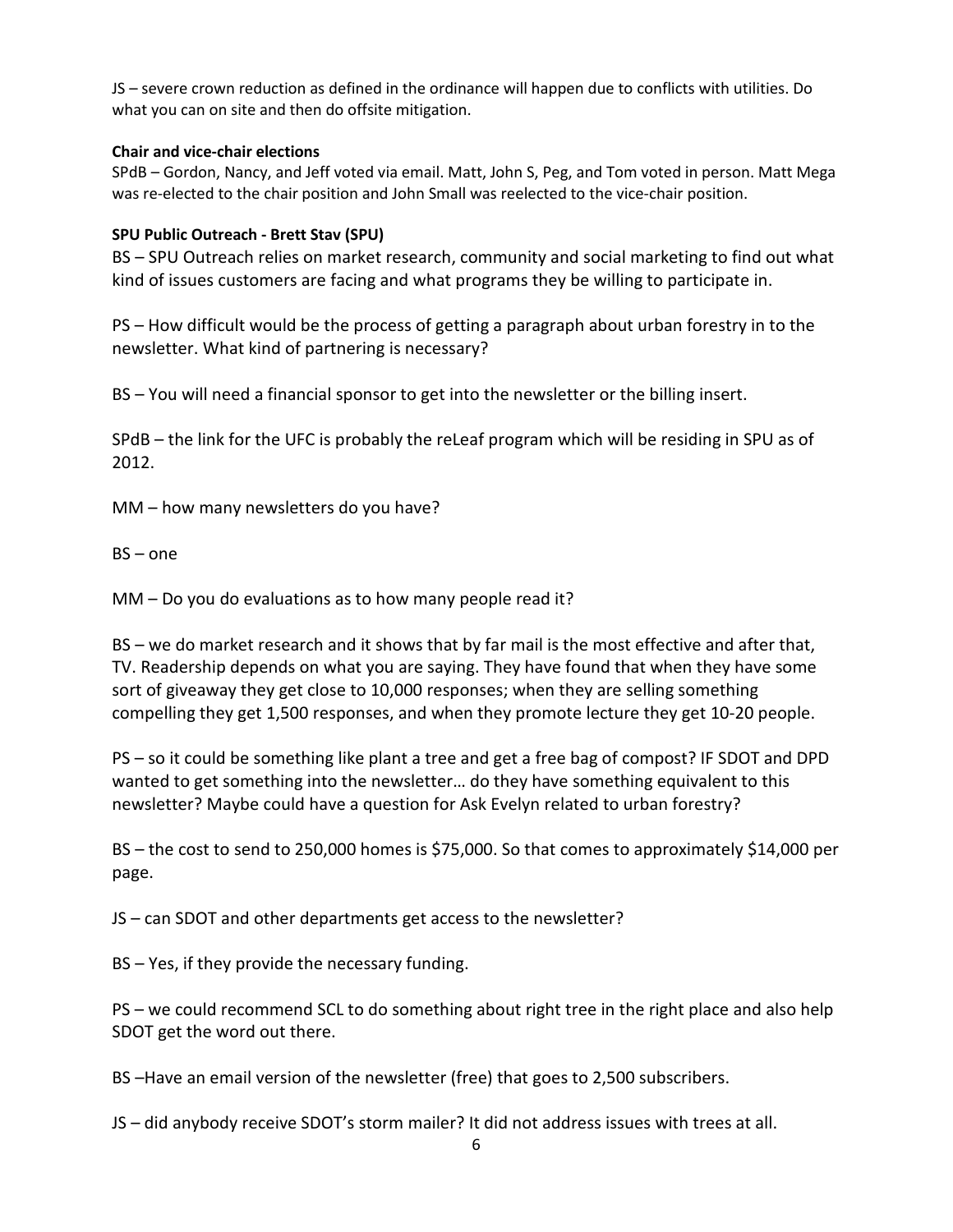JS – severe crown reduction as defined in the ordinance will happen due to conflicts with utilities. Do what you can on site and then do offsite mitigation.

**Chair and vice-chair elections**

SPdB – Gordon, Nancy, and Jeff voted via email. Matt, John S, Peg, and Tom voted in person. Matt Mega was re-elected to the chair position and John Small was reelected to the vice-chair position.

**SPU Public Outreach - Brett Stav (SPU)**

BS – SPU Outreach relies on market research, community and social marketing to find out what kind of issues customers are facing and what programs they be willing to participate in.

PS – How difficult would be the process of getting a paragraph about urban forestry in to the newsletter. What kind of partnering is necessary?

BS – You will need a financial sponsor to get into the newsletter or the billing insert.

SPdB – the link for the UFC is probably the reLeaf program which will be residing in SPU as of 2012.

MM – how many newsletters do you have?

BS – one

MM – Do you do evaluations as to how many people read it?

BS – we do market research and it shows that by far mail is the most effective and after that, TV. Readership depends on what you are saying. They have found that when they have some sort of giveaway they get close to 10,000 responses; when they are selling something compelling they get 1,500 responses, and when they promote lecture they get 10-20 people.

PS – so it could be something like plant a tree and get a free bag of compost? IF SDOT and DPD wanted to get something into the newsletter… do they have something equivalent to this newsletter? Maybe could have a question for Ask Evelyn related to urban forestry?

BS – the cost to send to 250,000 homes is $75,000. So that comes to approximately $14,000 per page.

JS – can SDOT and other departments get access to the newsletter?

BS – Yes, if they provide the necessary funding.

PS – we could recommend SCL to do something about right tree in the right place and also help SDOT get the word out there.

BS –Have an email version of the newsletter (free) that goes to 2,500 subscribers.

JS – did anybody receive SDOT's storm mailer? It did not address issues with trees at all.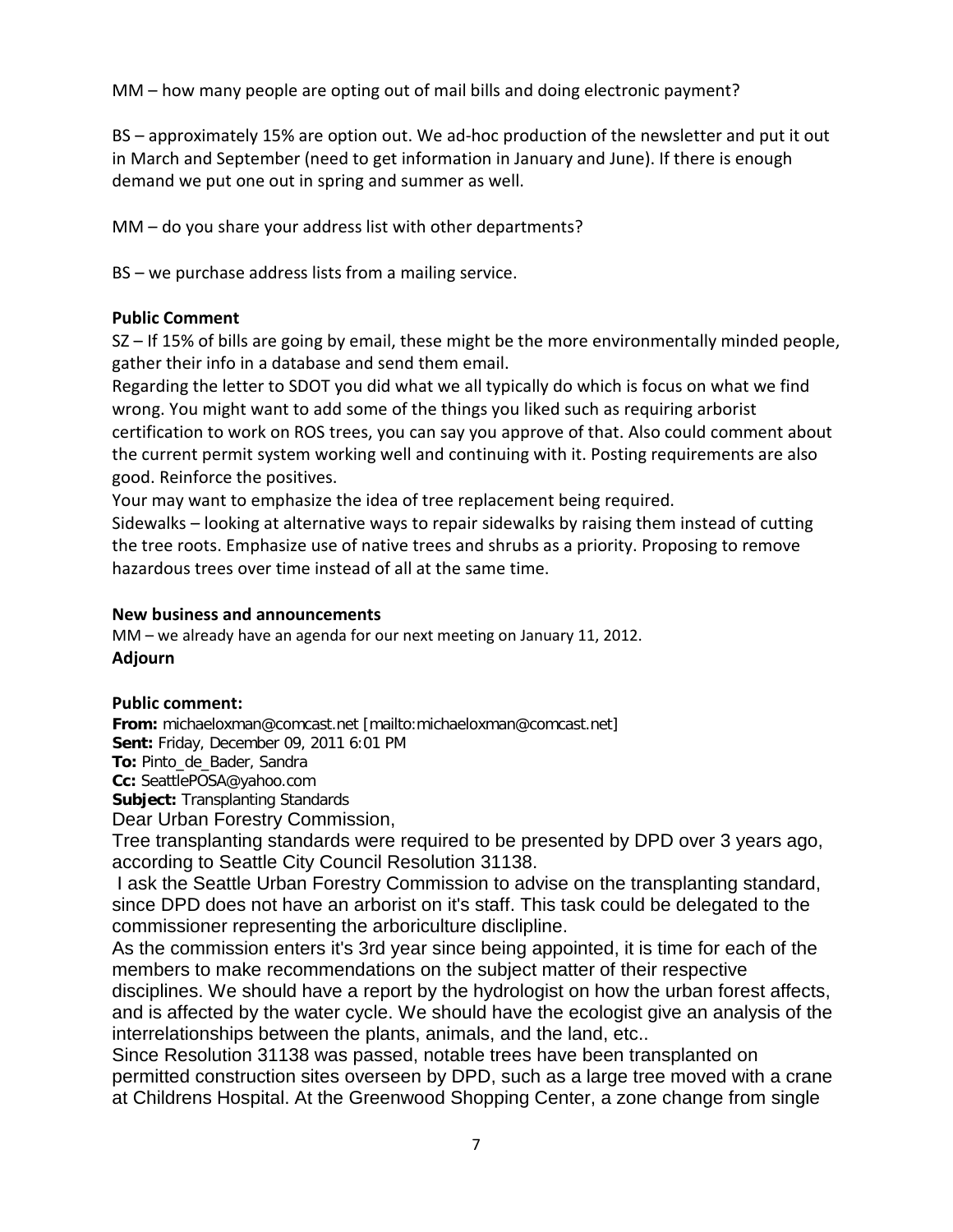MM – how many people are opting out of mail bills and doing electronic payment?

BS – approximately 15% are option out. We ad-hoc production of the newsletter and put it out in March and September (need to get information in January and June). If there is enough demand we put one out in spring and summer as well.

MM – do you share your address list with other departments?

BS – we purchase address lists from a mailing service.

**Public Comment**

SZ – If 15% of bills are going by email, these might be the more environmentally minded people, gather their info in a database and send them email.

Regarding the letter to SDOT you did what we all typically do which is focus on what we find wrong. You might want to add some of the things you liked such as requiring arborist certification to work on ROS trees, you can say you approve of that. Also could comment about the current permit system working well and continuing with it. Posting requirements are also good. Reinforce the positives.

Your may want to emphasize the idea of tree replacement being required.

Sidewalks – looking at alternative ways to repair sidewalks by raising them instead of cutting the tree roots. Emphasize use of native trees and shrubs as a priority. Proposing to remove hazardous trees over time instead of all at the same time.

**New business and announcements**

MM – we already have an agenda for our next meeting on January 11, 2012.

**Adjourn**

**Public comment:**

**From:** michaeloxman@comcast.net [mailto:michaeloxman@comcast.net]
**Sent:** Friday, December 09, 2011 6:01 PM
**To:** Pinto_de_Bader, Sandra
**Cc:** SeattlePOSA@yahoo.com
**Subject:** Transplanting Standards

Dear Urban Forestry Commission,

Tree transplanting standards were required to be presented by DPD over 3 years ago, according to Seattle City Council Resolution 31138.

I ask the Seattle Urban Forestry Commission to advise on the transplanting standard, since DPD does not have an arborist on it's staff. This task could be delegated to the commissioner representing the arboriculture disclipline.

As the commission enters it's 3rd year since being appointed, it is time for each of the members to make recommendations on the subject matter of their respective disciplines. We should have a report by the hydrologist on how the urban forest affects, and is affected by the water cycle. We should have the ecologist give an analysis of the interrelationships between the plants, animals, and the land, etc..

Since Resolution 31138 was passed, notable trees have been transplanted on permitted construction sites overseen by DPD, such as a large tree moved with a crane at Childrens Hospital. At the Greenwood Shopping Center, a zone change from single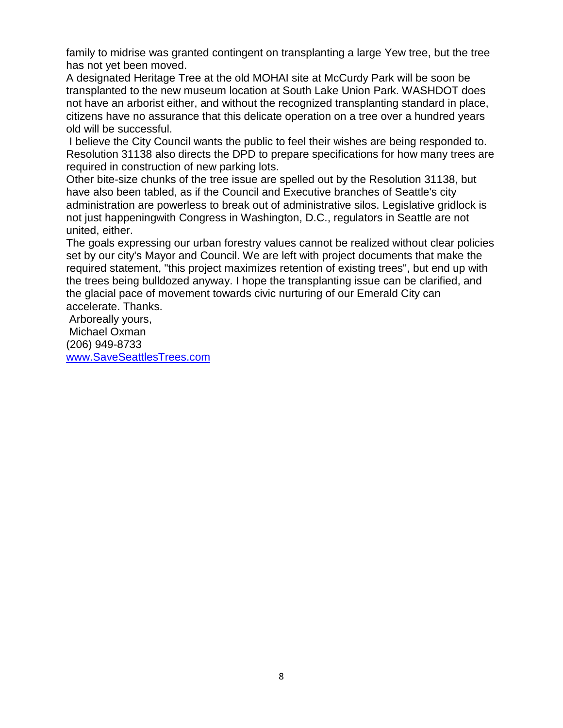family to midrise was granted contingent on transplanting a large Yew tree, but the tree has not yet been moved.

A designated Heritage Tree at the old MOHAI site at McCurdy Park will be soon be transplanted to the new museum location at South Lake Union Park. WASHDOT does not have an arborist either, and without the recognized transplanting standard in place, citizens have no assurance that this delicate operation on a tree over a hundred years old will be successful.

I believe the City Council wants the public to feel their wishes are being responded to. Resolution 31138 also directs the DPD to prepare specifications for how many trees are required in construction of new parking lots.

Other bite-size chunks of the tree issue are spelled out by the Resolution 31138, but have also been tabled, as if the Council and Executive branches of Seattle's city administration are powerless to break out of administrative silos. Legislative gridlock is not just happeningwith Congress in Washington, D.C., regulators in Seattle are not united, either.

The goals expressing our urban forestry values cannot be realized without clear policies set by our city's Mayor and Council. We are left with project documents that make the required statement, "this project maximizes retention of existing trees", but end up with the trees being bulldozed anyway. I hope the transplanting issue can be clarified, and the glacial pace of movement towards civic nurturing of our Emerald City can accelerate. Thanks.

Arboreally yours,
Michael Oxman
(206) 949-8733
[www.SaveSeattlesTrees.com](http://www.SaveSeattlesTrees.com)